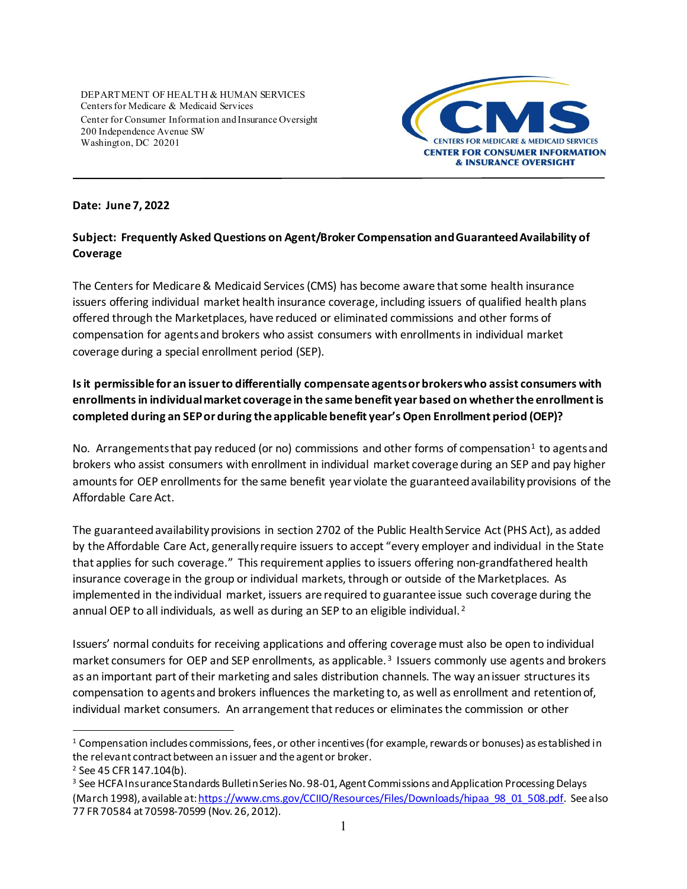DEPARTMENT OF HEALTH & HUMAN SERVICES
Centers for Medicare & Medicaid Services
Center for Consumer Information and Insurance Oversight
200 Independence Avenue SW
Washington, DC 20201

CMS
CENTERS FOR MEDICARE & MEDICAID SERVICES
CENTER FOR CONSUMER INFORMATION & INSURANCE OVERSIGHT

---

**Date: June 7, 2022**

**Subject: Frequently Asked Questions on Agent/Broker Compensation and Guaranteed Availability of Coverage**

The Centers for Medicare & Medicaid Services (CMS) has become aware that some health insurance issuers offering individual market health insurance coverage, including issuers of qualified health plans offered through the Marketplaces, have reduced or eliminated commissions and other forms of compensation for agents and brokers who assist consumers with enrollments in individual market coverage during a special enrollment period (SEP).

**Is it permissible for an issuer to differentially compensate agents or brokers who assist consumers with enrollments in individual market coverage in the same benefit year based on whether the enrollment is completed during an SEP or during the applicable benefit year's Open Enrollment period (OEP)?**

No. Arrangements that pay reduced (or no) commissions and other forms of compensation[1] to agents and brokers who assist consumers with enrollment in individual market coverage during an SEP and pay higher amounts for OEP enrollments for the same benefit year violate the guaranteed availability provisions of the Affordable Care Act.

The guaranteed availability provisions in section 2702 of the Public Health Service Act (PHS Act), as added by the Affordable Care Act, generally require issuers to accept "every employer and individual in the State that applies for such coverage." This requirement applies to issuers offering non-grandfathered health insurance coverage in the group or individual markets, through or outside of the Marketplaces. As implemented in the individual market, issuers are required to guarantee issue such coverage during the annual OEP to all individuals, as well as during an SEP to an eligible individual.[2]

Issuers' normal conduits for receiving applications and offering coverage must also be open to individual market consumers for OEP and SEP enrollments, as applicable.[3] Issuers commonly use agents and brokers as an important part of their marketing and sales distribution channels. The way an issuer structures its compensation to agents and brokers influences the marketing to, as well as enrollment and retention of, individual market consumers. An arrangement that reduces or eliminates the commission or other

---

[1] Compensation includes commissions, fees, or other incentives (for example, rewards or bonuses) as established in the relevant contract between an issuer and the agent or broker.

[2] See 45 CFR 147.104(b).

[3] See HCFA Insurance Standards Bulletin Series No. 98-01, Agent Commissions and Application Processing Delays (March 1998), available at: https://www.cms.gov/CCIIO/Resources/Files/Downloads/hipaa_98_01_508.pdf. See also 77 FR 70584 at 70598-70599 (Nov. 26, 2012).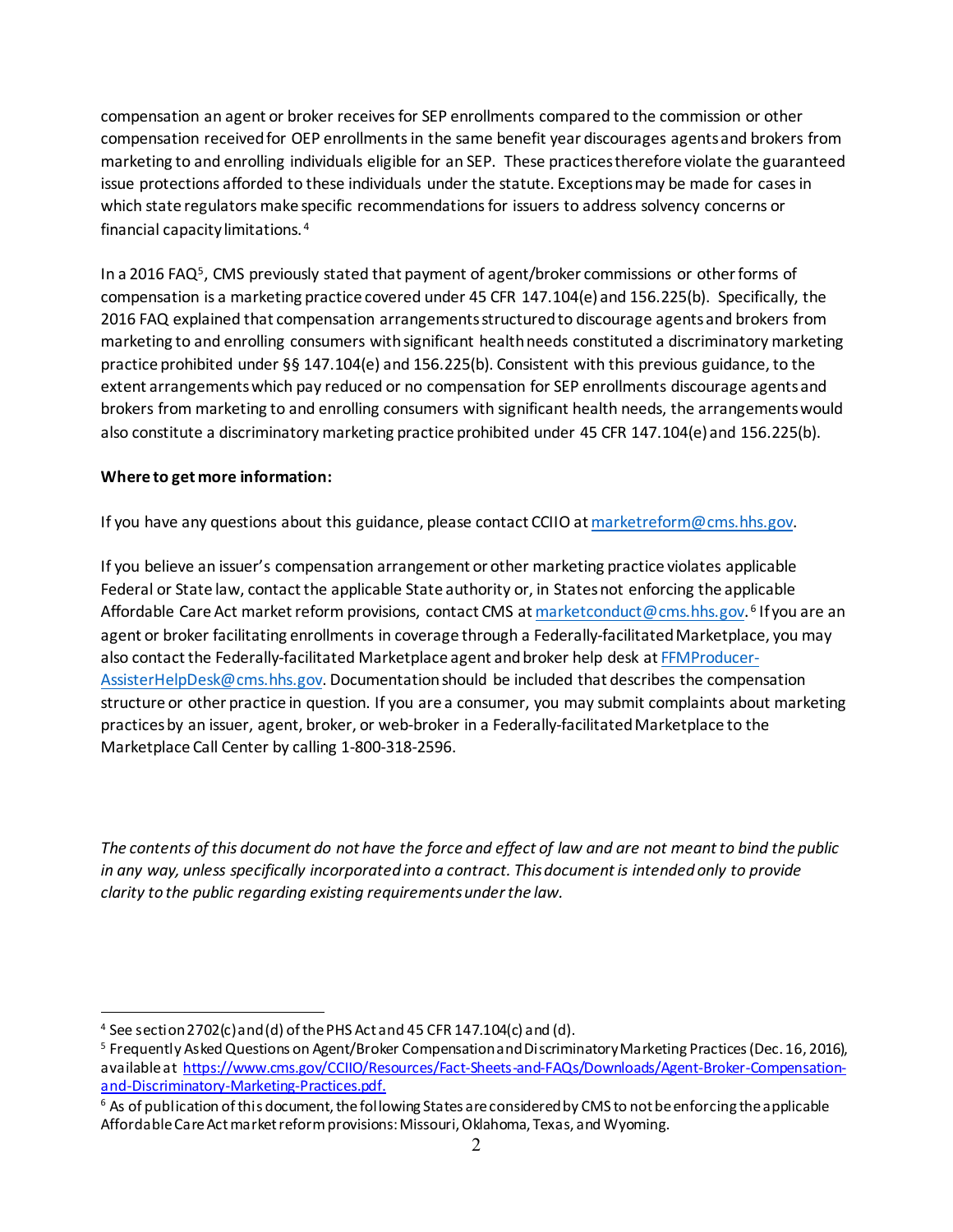compensation an agent or broker receives for SEP enrollments compared to the commission or other compensation received for OEP enrollments in the same benefit year discourages agents and brokers from marketing to and enrolling individuals eligible for an SEP. These practices therefore violate the guaranteed issue protections afforded to these individuals under the statute. Exceptions may be made for cases in which state regulators make specific recommendations for issuers to address solvency concerns or financial capacity limitations.[4]

In a 2016 FAQ[5], CMS previously stated that payment of agent/broker commissions or other forms of compensation is a marketing practice covered under 45 CFR 147.104(e) and 156.225(b). Specifically, the 2016 FAQ explained that compensation arrangements structured to discourage agents and brokers from marketing to and enrolling consumers with significant health needs constituted a discriminatory marketing practice prohibited under §§ 147.104(e) and 156.225(b). Consistent with this previous guidance, to the extent arrangements which pay reduced or no compensation for SEP enrollments discourage agents and brokers from marketing to and enrolling consumers with significant health needs, the arrangements would also constitute a discriminatory marketing practice prohibited under 45 CFR 147.104(e) and 156.225(b).

**Where to get more information:**

If you have any questions about this guidance, please contact CCIIO at marketreform@cms.hhs.gov.

If you believe an issuer's compensation arrangement or other marketing practice violates applicable Federal or State law, contact the applicable State authority or, in States not enforcing the applicable Affordable Care Act market reform provisions, contact CMS at marketconduct@cms.hhs.gov.[6] If you are an agent or broker facilitating enrollments in coverage through a Federally-facilitated Marketplace, you may also contact the Federally-facilitated Marketplace agent and broker help desk at FFMProducer-AssisterHelpDesk@cms.hhs.gov. Documentation should be included that describes the compensation structure or other practice in question. If you are a consumer, you may submit complaints about marketing practices by an issuer, agent, broker, or web-broker in a Federally-facilitated Marketplace to the Marketplace Call Center by calling 1-800-318-2596.

*The contents of this document do not have the force and effect of law and are not meant to bind the public in any way, unless specifically incorporated into a contract. This document is intended only to provide clarity to the public regarding existing requirements under the law.*

---

[4] See section 2702(c) and (d) of the PHS Act and 45 CFR 147.104(c) and (d).

[5] Frequently Asked Questions on Agent/Broker Compensation and Discriminatory Marketing Practices (Dec. 16, 2016), available at https://www.cms.gov/CCIIO/Resources/Fact-Sheets-and-FAQs/Downloads/Agent-Broker-Compensation-and-Discriminatory-Marketing-Practices.pdf.

[6] As of publication of this document, the following States are considered by CMS to not be enforcing the applicable Affordable Care Act market reform provisions: Missouri, Oklahoma, Texas, and Wyoming.